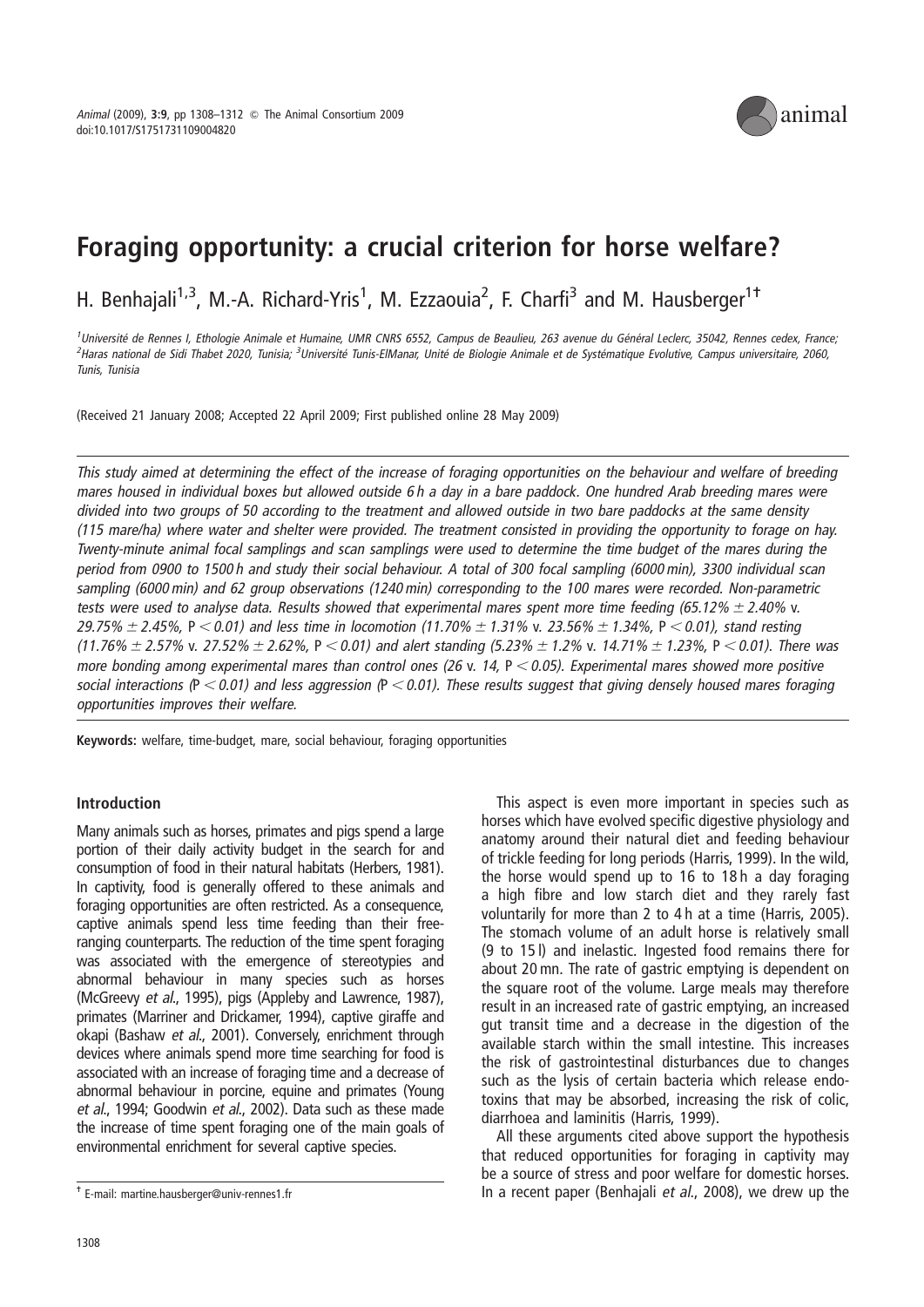# Foraging opportunity: a crucial criterion for horse welfare?

H. Benhajali[1,3], M.-A. Richard-Yris[1], M. Ezzaouia[2], F. Charfi[3] and M. Hausberger[1†]

[1]Université de Rennes I, Ethologie Animale et Humaine, UMR CNRS 6552, Campus de Beaulieu, 263 avenue du Général Leclerc, 35042, Rennes cedex, France; [2]Haras national de Sidi Thabet 2020, Tunisia; [3]Université Tunis-ElManar, Unité de Biologie Animale et de Systématique Evolutive, Campus universitaire, 2060, Tunis, Tunisia

(Received 21 January 2008; Accepted 22 April 2009; First published online 28 May 2009)

*This study aimed at determining the effect of the increase of foraging opportunities on the behaviour and welfare of breeding mares housed in individual boxes but allowed outside 6 h a day in a bare paddock. One hundred Arab breeding mares were divided into two groups of 50 according to the treatment and allowed outside in two bare paddocks at the same density (115 mare/ha) where water and shelter were provided. The treatment consisted in providing the opportunity to forage on hay. Twenty-minute animal focal samplings and scan samplings were used to determine the time budget of the mares during the period from 0900 to 1500 h and study their social behaviour. A total of 300 focal sampling (6000 min), 3300 individual scan sampling (6000 min) and 62 group observations (1240 min) corresponding to the 100 mares were recorded. Non-parametric tests were used to analyse data. Results showed that experimental mares spent more time feeding (65.12% $\pm$ 2.40% v. 29.75% $\pm$ 2.45%, $P < 0.01$) and less time in locomotion (11.70% $\pm$ 1.31% v. 23.56% $\pm$ 1.34%, $P < 0.01$), stand resting (11.76% $\pm$ 2.57% v. 27.52% $\pm$ 2.62%, $P < 0.01$) and alert standing (5.23% $\pm$ 1.2% v. 14.71% $\pm$ 1.23%, $P < 0.01$). There was more bonding among experimental mares than control ones (26 v. 14, $P < 0.05$). Experimental mares showed more positive social interactions ($P < 0.01$) and less aggression ($P < 0.01$). These results suggest that giving densely housed mares foraging opportunities improves their welfare.*

**Keywords:** welfare, time-budget, mare, social behaviour, foraging opportunities

## Introduction

Many animals such as horses, primates and pigs spend a large portion of their daily activity budget in the search for and consumption of food in their natural habitats (Herbers, 1981). In captivity, food is generally offered to these animals and foraging opportunities are often restricted. As a consequence, captive animals spend less time feeding than their free-ranging counterparts. The reduction of the time spent foraging was associated with the emergence of stereotypies and abnormal behaviour in many species such as horses (McGreevy *et al.*, 1995), pigs (Appleby and Lawrence, 1987), primates (Marriner and Drickamer, 1994), captive giraffe and okapi (Bashaw *et al.*, 2001). Conversely, enrichment through devices where animals spend more time searching for food is associated with an increase of foraging time and a decrease of abnormal behaviour in porcine, equine and primates (Young *et al.*, 1994; Goodwin *et al.*, 2002). Data such as these made the increase of time spent foraging one of the main goals of environmental enrichment for several captive species.

This aspect is even more important in species such as horses which have evolved specific digestive physiology and anatomy around their natural diet and feeding behaviour of trickle feeding for long periods (Harris, 1999). In the wild, the horse would spend up to 16 to 18 h a day foraging a high fibre and low starch diet and they rarely fast voluntarily for more than 2 to 4 h at a time (Harris, 2005). The stomach volume of an adult horse is relatively small (9 to 15 l) and inelastic. Ingested food remains there for about 20 mn. The rate of gastric emptying is dependent on the square root of the volume. Large meals may therefore result in an increased rate of gastric emptying, an increased gut transit time and a decrease in the digestion of the available starch within the small intestine. This increases the risk of gastrointestinal disturbances due to changes such as the lysis of certain bacteria which release endotoxins that may be absorbed, increasing the risk of colic, diarrhoea and laminitis (Harris, 1999).

All these arguments cited above support the hypothesis that reduced opportunities for foraging in captivity may be a source of stress and poor welfare for domestic horses. In a recent paper (Benhajali *et al.*, 2008), we drew up the

† E-mail: martine.hausberger@univ-rennes1.fr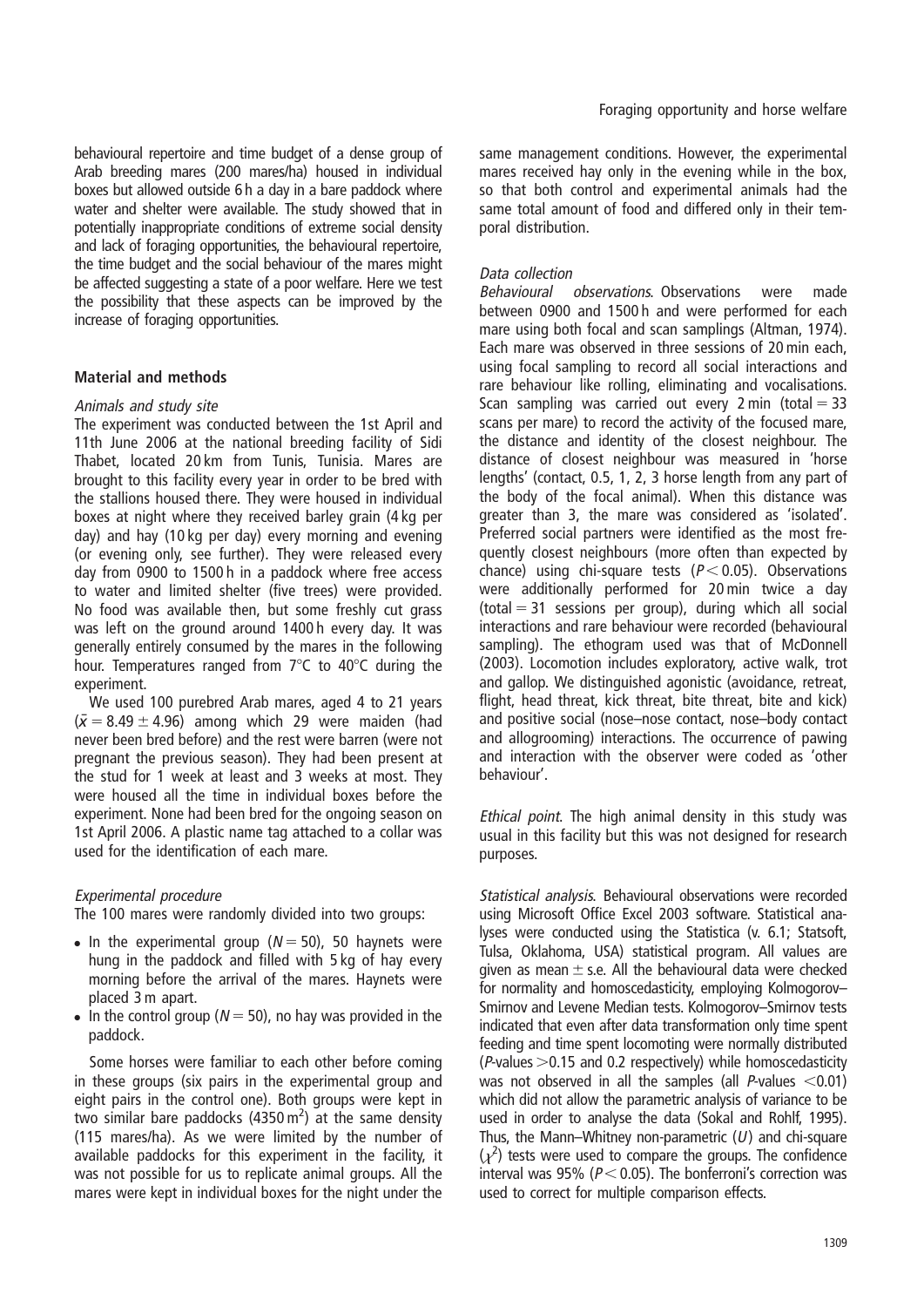behavioural repertoire and time budget of a dense group of Arab breeding mares (200 mares/ha) housed in individual boxes but allowed outside 6 h a day in a bare paddock where water and shelter were available. The study showed that in potentially inappropriate conditions of extreme social density and lack of foraging opportunities, the behavioural repertoire, the time budget and the social behaviour of the mares might be affected suggesting a state of a poor welfare. Here we test the possibility that these aspects can be improved by the increase of foraging opportunities.

## Material and methods

### *Animals and study site*

The experiment was conducted between the 1st April and 11th June 2006 at the national breeding facility of Sidi Thabet, located 20 km from Tunis, Tunisia. Mares are brought to this facility every year in order to be bred with the stallions housed there. They were housed in individual boxes at night where they received barley grain (4 kg per day) and hay (10 kg per day) every morning and evening (or evening only, see further). They were released every day from 0900 to 1500 h in a paddock where free access to water and limited shelter (five trees) were provided. No food was available then, but some freshly cut grass was left on the ground around 1400 h every day. It was generally entirely consumed by the mares in the following hour. Temperatures ranged from 7°C to 40°C during the experiment.

We used 100 purebred Arab mares, aged 4 to 21 years ($\bar{x} = 8.49 \pm 4.96$) among which 29 were maiden (had never been bred before) and the rest were barren (were not pregnant the previous season). They had been present at the stud for 1 week at least and 3 weeks at most. They were housed all the time in individual boxes before the experiment. None had been bred for the ongoing season on 1st April 2006. A plastic name tag attached to a collar was used for the identification of each mare.

### *Experimental procedure*

The 100 mares were randomly divided into two groups:

- In the experimental group ($N = 50$), 50 haynets were hung in the paddock and filled with 5 kg of hay every morning before the arrival of the mares. Haynets were placed 3 m apart.
- In the control group ($N = 50$), no hay was provided in the paddock.

Some horses were familiar to each other before coming in these groups (six pairs in the experimental group and eight pairs in the control one). Both groups were kept in two similar bare paddocks (4350 $m^2$) at the same density (115 mares/ha). As we were limited by the number of available paddocks for this experiment in the facility, it was not possible for us to replicate animal groups. All the mares were kept in individual boxes for the night under the same management conditions. However, the experimental mares received hay only in the evening while in the box, so that both control and experimental animals had the same total amount of food and differed only in their temporal distribution.

### *Data collection*

*Behavioural observations*. Observations were made between 0900 and 1500 h and were performed for each mare using both focal and scan samplings (Altman, 1974). Each mare was observed in three sessions of 20 min each, using focal sampling to record all social interactions and rare behaviour like rolling, eliminating and vocalisations. Scan sampling was carried out every 2 min (total = 33 scans per mare) to record the activity of the focused mare, the distance and identity of the closest neighbour. The distance of closest neighbour was measured in 'horse lengths' (contact, 0.5, 1, 2, 3 horse length from any part of the body of the focal animal). When this distance was greater than 3, the mare was considered as 'isolated'. Preferred social partners were identified as the most frequently closest neighbours (more often than expected by chance) using chi-square tests ($P < 0.05$). Observations were additionally performed for 20 min twice a day (total = 31 sessions per group), during which all social interactions and rare behaviour were recorded (behavioural sampling). The ethogram used was that of McDonnell (2003). Locomotion includes exploratory, active walk, trot and gallop. We distinguished agonistic (avoidance, retreat, flight, head threat, kick threat, bite threat, bite and kick) and positive social (nose–nose contact, nose–body contact and allogrooming) interactions. The occurrence of pawing and interaction with the observer were coded as 'other behaviour'.

*Ethical point*. The high animal density in this study was usual in this facility but this was not designed for research purposes.

*Statistical analysis*. Behavioural observations were recorded using Microsoft Office Excel 2003 software. Statistical analyses were conducted using the Statistica (v. 6.1; Statsoft, Tulsa, Oklahoma, USA) statistical program. All values are given as mean ± s.e. All the behavioural data were checked for normality and homoscedasticity, employing Kolmogorov–Smirnov and Levene Median tests. Kolmogorov–Smirnov tests indicated that even after data transformation only time spent feeding and time spent locomoting were normally distributed ($P$-values >0.15 and 0.2 respectively) while homoscedasticity was not observed in all the samples (all $P$-values <0.01) which did not allow the parametric analysis of variance to be used in order to analyse the data (Sokal and Rohlf, 1995). Thus, the Mann–Whitney non-parametric ($U$) and chi-square ($\chi^2$) tests were used to compare the groups. The confidence interval was 95% ($P < 0.05$). The bonferroni's correction was used to correct for multiple comparison effects.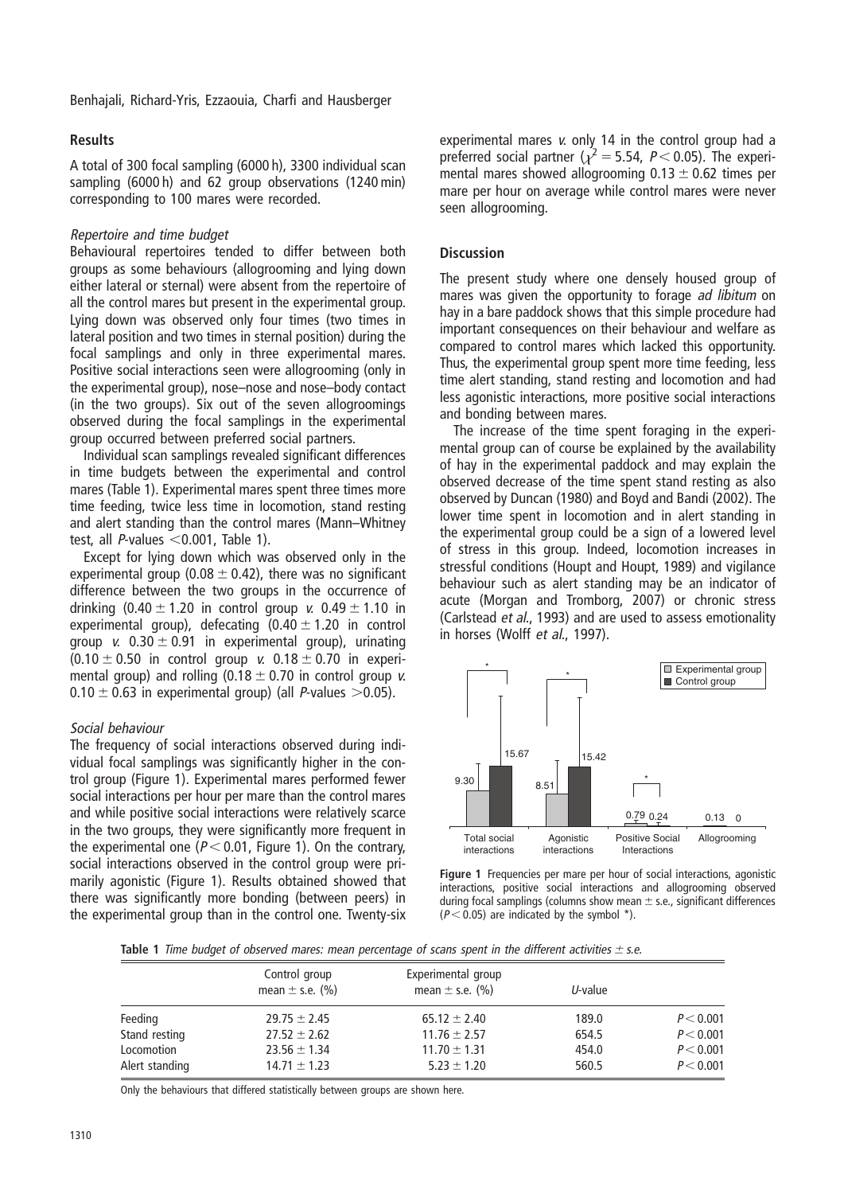## Results

A total of 300 focal sampling (6000 h), 3300 individual scan sampling (6000 h) and 62 group observations (1240 min) corresponding to 100 mares were recorded.

### *Repertoire and time budget*

Behavioural repertoires tended to differ between both groups as some behaviours (allogrooming and lying down either lateral or sternal) were absent from the repertoire of all the control mares but present in the experimental group. Lying down was observed only four times (two times in lateral position and two times in sternal position) during the focal samplings and only in three experimental mares. Positive social interactions seen were allogrooming (only in the experimental group), nose–nose and nose–body contact (in the two groups). Six out of the seven allogroomings observed during the focal samplings in the experimental group occurred between preferred social partners.

Individual scan samplings revealed significant differences in time budgets between the experimental and control mares (Table 1). Experimental mares spent three times more time feeding, twice less time in locomotion, stand resting and alert standing than the control mares (Mann–Whitney test, all *P*-values $<0.001$, Table 1).

Except for lying down which was observed only in the experimental group ($0.08 \pm 0.42$), there was no significant difference between the two groups in the occurrence of drinking ($0.40 \pm 1.20$ in control group *v.* $0.49 \pm 1.10$ in experimental group), defecating ($0.40 \pm 1.20$ in control group *v.* $0.30 \pm 0.91$ in experimental group), urinating ($0.10 \pm 0.50$ in control group *v.* $0.18 \pm 0.70$ in experimental group) and rolling ($0.18 \pm 0.70$ in control group *v.* $0.10 \pm 0.63$ in experimental group) (all *P*-values $>0.05$).

### *Social behaviour*

The frequency of social interactions observed during individual focal samplings was significantly higher in the control group (Figure 1). Experimental mares performed fewer social interactions per hour per mare than the control mares and while positive social interactions were relatively scarce in the two groups, they were significantly more frequent in the experimental one ($P < 0.01$, Figure 1). On the contrary, social interactions observed in the control group were primarily agonistic (Figure 1). Results obtained showed that there was significantly more bonding (between peers) in the experimental group than in the control one. Twenty-six experimental mares *v.* only 14 in the control group had a preferred social partner ($\chi^2 = 5.54$, $P < 0.05$). The experimental mares showed allogrooming $0.13 \pm 0.62$ times per mare per hour on average while control mares were never seen allogrooming.

## Discussion

The present study where one densely housed group of mares was given the opportunity to forage *ad libitum* on hay in a bare paddock shows that this simple procedure had important consequences on their behaviour and welfare as compared to control mares which lacked this opportunity. Thus, the experimental group spent more time feeding, less time alert standing, stand resting and locomotion and had less agonistic interactions, more positive social interactions and bonding between mares.

The increase of the time spent foraging in the experimental group can of course be explained by the availability of hay in the experimental paddock and may explain the observed decrease of the time spent stand resting as also observed by Duncan (1980) and Boyd and Bandi (2002). The lower time spent in locomotion and in alert standing in the experimental group could be a sign of a lowered level of stress in this group. Indeed, locomotion increases in stressful conditions (Houpt and Houpt, 1989) and vigilance behaviour such as alert standing may be an indicator of acute (Morgan and Tromborg, 2007) or chronic stress (Carlstead *et al.*, 1993) and are used to assess emotionality in horses (Wolff *et al.*, 1997).

**Figure 1** Frequencies per mare per hour of social interactions, agonistic interactions, positive social interactions and allogrooming observed during focal samplings (columns show mean ± s.e., significant differences ($P < 0.05$) are indicated by the symbol *).

**Table 1** *Time budget of observed mares: mean percentage of scans spent in the different activities ± s.e.*

| | Control group mean ± s.e. (%) | Experimental group mean ± s.e. (%) | *U*-value | |
|---|---|---|---|---|
| Feeding | 29.75 ± 2.45 | 65.12 ± 2.40 | 189.0 | $P < 0.001$ |
| Stand resting | 27.52 ± 2.62 | 11.76 ± 2.57 | 654.5 | $P < 0.001$ |
| Locomotion | 23.56 ± 1.34 | 11.70 ± 1.31 | 454.0 | $P < 0.001$ |
| Alert standing | 14.71 ± 1.23 | 5.23 ± 1.20 | 560.5 | $P < 0.001$ |

Only the behaviours that differed statistically between groups are shown here.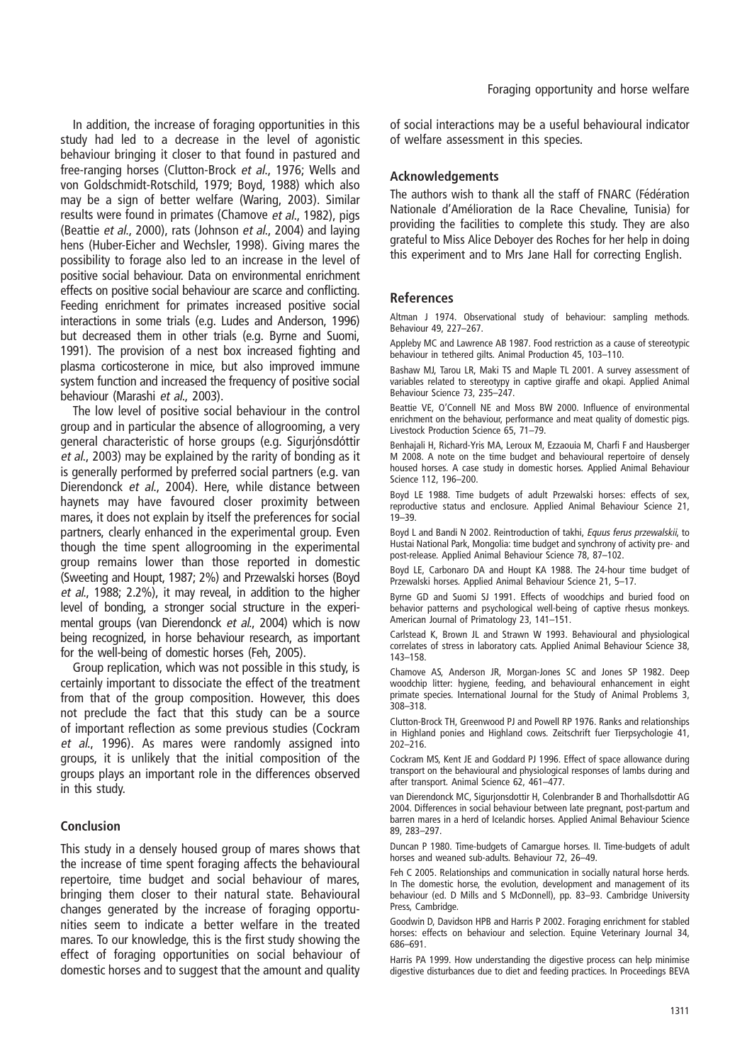In addition, the increase of foraging opportunities in this study had led to a decrease in the level of agonistic behaviour bringing it closer to that found in pastured and free-ranging horses (Clutton-Brock *et al*., 1976; Wells and von Goldschmidt-Rotschild, 1979; Boyd, 1988) which also may be a sign of better welfare (Waring, 2003). Similar results were found in primates (Chamove *et al*., 1982), pigs (Beattie *et al*., 2000), rats (Johnson *et al*., 2004) and laying hens (Huber-Eicher and Wechsler, 1998). Giving mares the possibility to forage also led to an increase in the level of positive social behaviour. Data on environmental enrichment effects on positive social behaviour are scarce and conflicting. Feeding enrichment for primates increased positive social interactions in some trials (e.g. Ludes and Anderson, 1996) but decreased them in other trials (e.g. Byrne and Suomi, 1991). The provision of a nest box increased fighting and plasma corticosterone in mice, but also improved immune system function and increased the frequency of positive social behaviour (Marashi *et al*., 2003).

The low level of positive social behaviour in the control group and in particular the absence of allogrooming, a very general characteristic of horse groups (e.g. Sigurjónsdóttir *et al*., 2003) may be explained by the rarity of bonding as it is generally performed by preferred social partners (e.g. van Dierendonck *et al*., 2004). Here, while distance between haynets may have favoured closer proximity between mares, it does not explain by itself the preferences for social partners, clearly enhanced in the experimental group. Even though the time spent allogrooming in the experimental group remains lower than those reported in domestic (Sweeting and Houpt, 1987; 2%) and Przewalski horses (Boyd *et al*., 1988; 2.2%), it may reveal, in addition to the higher level of bonding, a stronger social structure in the experimental groups (van Dierendonck *et al*., 2004) which is now being recognized, in horse behaviour research, as important for the well-being of domestic horses (Feh, 2005).

Group replication, which was not possible in this study, is certainly important to dissociate the effect of the treatment from that of the group composition. However, this does not preclude the fact that this study can be a source of important reflection as some previous studies (Cockram *et al*., 1996). As mares were randomly assigned into groups, it is unlikely that the initial composition of the groups plays an important role in the differences observed in this study.

## Conclusion

This study in a densely housed group of mares shows that the increase of time spent foraging affects the behavioural repertoire, time budget and social behaviour of mares, bringing them closer to their natural state. Behavioural changes generated by the increase of foraging opportunities seem to indicate a better welfare in the treated mares. To our knowledge, this is the first study showing the effect of foraging opportunities on social behaviour of domestic horses and to suggest that the amount and quality of social interactions may be a useful behavioural indicator of welfare assessment in this species.

## Acknowledgements

The authors wish to thank all the staff of FNARC (Fédération Nationale d'Amélioration de la Race Chevaline, Tunisia) for providing the facilities to complete this study. They are also grateful to Miss Alice Deboyer des Roches for her help in doing this experiment and to Mrs Jane Hall for correcting English.

## References

Altman J 1974. Observational study of behaviour: sampling methods. Behaviour 49, 227–267.

Appleby MC and Lawrence AB 1987. Food restriction as a cause of stereotypic behaviour in tethered gilts. Animal Production 45, 103–110.

Bashaw MJ, Tarou LR, Maki TS and Maple TL 2001. A survey assessment of variables related to stereotypy in captive giraffe and okapi. Applied Animal Behaviour Science 73, 235–247.

Beattie VE, O'Connell NE and Moss BW 2000. Influence of environmental enrichment on the behaviour, performance and meat quality of domestic pigs. Livestock Production Science 65, 71–79.

Benhajali H, Richard-Yris MA, Leroux M, Ezzaouia M, Charfi F and Hausberger M 2008. A note on the time budget and behavioural repertoire of densely housed horses. A case study in domestic horses. Applied Animal Behaviour Science 112, 196–200.

Boyd LE 1988. Time budgets of adult Przewalski horses: effects of sex, reproductive status and enclosure. Applied Animal Behaviour Science 21, 19–39.

Boyd L and Bandi N 2002. Reintroduction of takhi, *Equus ferus przewalskii*, to Hustai National Park, Mongolia: time budget and synchrony of activity pre- and post-release. Applied Animal Behaviour Science 78, 87–102.

Boyd LE, Carbonaro DA and Houpt KA 1988. The 24-hour time budget of Przewalski horses. Applied Animal Behaviour Science 21, 5–17.

Byrne GD and Suomi SJ 1991. Effects of woodchips and buried food on behavior patterns and psychological well-being of captive rhesus monkeys. American Journal of Primatology 23, 141–151.

Carlstead K, Brown JL and Strawn W 1993. Behavioural and physiological correlates of stress in laboratory cats. Applied Animal Behaviour Science 38, 143–158.

Chamove AS, Anderson JR, Morgan-Jones SC and Jones SP 1982. Deep woodchip litter: hygiene, feeding, and behavioural enhancement in eight primate species. International Journal for the Study of Animal Problems 3, 308–318.

Clutton-Brock TH, Greenwood PJ and Powell RP 1976. Ranks and relationships in Highland ponies and Highland cows. Zeitschrift fuer Tierpsychologie 41, 202–216.

Cockram MS, Kent JE and Goddard PJ 1996. Effect of space allowance during transport on the behavioural and physiological responses of lambs during and after transport. Animal Science 62, 461–477.

van Dierendonck MC, Sigurjonsdottir H, Colenbrander B and Thorhallsdottir AG 2004. Differences in social behaviour between late pregnant, post-partum and barren mares in a herd of Icelandic horses. Applied Animal Behaviour Science 89, 283–297.

Duncan P 1980. Time-budgets of Camargue horses. II. Time-budgets of adult horses and weaned sub-adults. Behaviour 72, 26–49.

Feh C 2005. Relationships and communication in socially natural horse herds. In The domestic horse, the evolution, development and management of its behaviour (ed. D Mills and S McDonnell), pp. 83–93. Cambridge University Press, Cambridge.

Goodwin D, Davidson HPB and Harris P 2002. Foraging enrichment for stabled horses: effects on behaviour and selection. Equine Veterinary Journal 34, 686–691.

Harris PA 1999. How understanding the digestive process can help minimise digestive disturbances due to diet and feeding practices. In Proceedings BEVA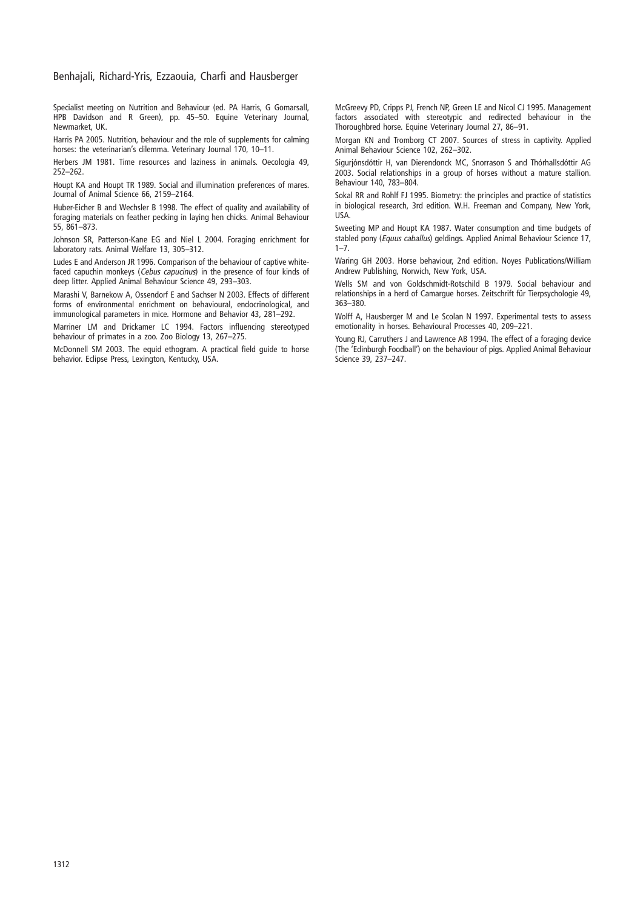Specialist meeting on Nutrition and Behaviour (ed. PA Harris, G Gomarsall, HPB Davidson and R Green), pp. 45–50. Equine Veterinary Journal, Newmarket, UK.

Harris PA 2005. Nutrition, behaviour and the role of supplements for calming horses: the veterinarian's dilemma. Veterinary Journal 170, 10–11.

Herbers JM 1981. Time resources and laziness in animals. Oecologia 49, 252–262.

Houpt KA and Houpt TR 1989. Social and illumination preferences of mares. Journal of Animal Science 66, 2159–2164.

Huber-Eicher B and Wechsler B 1998. The effect of quality and availability of foraging materials on feather pecking in laying hen chicks. Animal Behaviour 55, 861–873.

Johnson SR, Patterson-Kane EG and Niel L 2004. Foraging enrichment for laboratory rats. Animal Welfare 13, 305–312.

Ludes E and Anderson JR 1996. Comparison of the behaviour of captive white-faced capuchin monkeys (*Cebus capucinus*) in the presence of four kinds of deep litter. Applied Animal Behaviour Science 49, 293–303.

Marashi V, Barnekow A, Ossendorf E and Sachser N 2003. Effects of different forms of environmental enrichment on behavioural, endocrinological, and immunological parameters in mice. Hormone and Behavior 43, 281–292.

Marriner LM and Drickamer LC 1994. Factors influencing stereotyped behaviour of primates in a zoo. Zoo Biology 13, 267–275.

McDonnell SM 2003. The equid ethogram. A practical field guide to horse behavior. Eclipse Press, Lexington, Kentucky, USA.

McGreevy PD, Cripps PJ, French NP, Green LE and Nicol CJ 1995. Management factors associated with stereotypic and redirected behaviour in the Thoroughbred horse. Equine Veterinary Journal 27, 86–91.

Morgan KN and Tromborg CT 2007. Sources of stress in captivity. Applied Animal Behaviour Science 102, 262–302.

Sigurjónsdóttir H, van Dierendonck MC, Snorrason S and Thórhallsdóttir AG 2003. Social relationships in a group of horses without a mature stallion. Behaviour 140, 783–804.

Sokal RR and Rohlf FJ 1995. Biometry: the principles and practice of statistics in biological research, 3rd edition. W.H. Freeman and Company, New York, USA.

Sweeting MP and Houpt KA 1987. Water consumption and time budgets of stabled pony (*Equus caballus*) geldings. Applied Animal Behaviour Science 17, 1–7.

Waring GH 2003. Horse behaviour, 2nd edition. Noyes Publications/William Andrew Publishing, Norwich, New York, USA.

Wells SM and von Goldschmidt-Rotschild B 1979. Social behaviour and relationships in a herd of Camargue horses. Zeitschrift für Tierpsychologie 49, 363–380.

Wolff A, Hausberger M and Le Scolan N 1997. Experimental tests to assess emotionality in horses. Behavioural Processes 40, 209–221.

Young RJ, Carruthers J and Lawrence AB 1994. The effect of a foraging device (The 'Edinburgh Foodball') on the behaviour of pigs. Applied Animal Behaviour Science 39, 237–247.